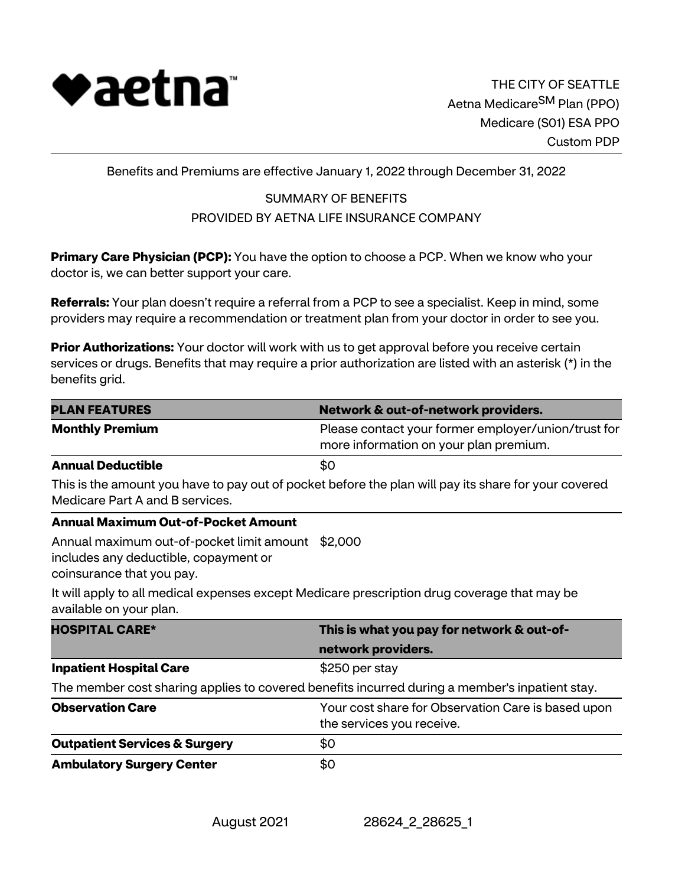aetna™

THE CITY OF SEATTLE
Aetna Medicare℠ Plan (PPO)
Medicare (S01) ESA PPO
Custom PDP

Benefits and Premiums are effective January 1, 2022 through December 31, 2022

SUMMARY OF BENEFITS
PROVIDED BY AETNA LIFE INSURANCE COMPANY

**Primary Care Physician (PCP):** You have the option to choose a PCP. When we know who your doctor is, we can better support your care.

**Referrals:** Your plan doesn't require a referral from a PCP to see a specialist. Keep in mind, some providers may require a recommendation or treatment plan from your doctor in order to see you.

**Prior Authorizations:** Your doctor will work with us to get approval before you receive certain services or drugs. Benefits that may require a prior authorization are listed with an asterisk (*) in the benefits grid.

| **PLAN FEATURES** | **Network & out-of-network providers.** |
|---|---|
| **Monthly Premium** | Please contact your former employer/union/trust for more information on your plan premium. |
| **Annual Deductible** | $0 |
| This is the amount you have to pay out of pocket before the plan will pay its share for your covered Medicare Part A and B services. | |
| **Annual Maximum Out-of-Pocket Amount** | |
| Annual maximum out-of-pocket limit amount includes any deductible, copayment or coinsurance that you pay. | $2,000 |
| It will apply to all medical expenses except Medicare prescription drug coverage that may be available on your plan. | |

| **HOSPITAL CARE*** | **This is what you pay for network & out-of-network providers.** |
|---|---|
| **Inpatient Hospital Care** | $250 per stay |
| The member cost sharing applies to covered benefits incurred during a member's inpatient stay. | |
| **Observation Care** | Your cost share for Observation Care is based upon the services you receive. |
| **Outpatient Services & Surgery** | $0 |
| **Ambulatory Surgery Center** | $0 |

August 2021 28624_2_28625_1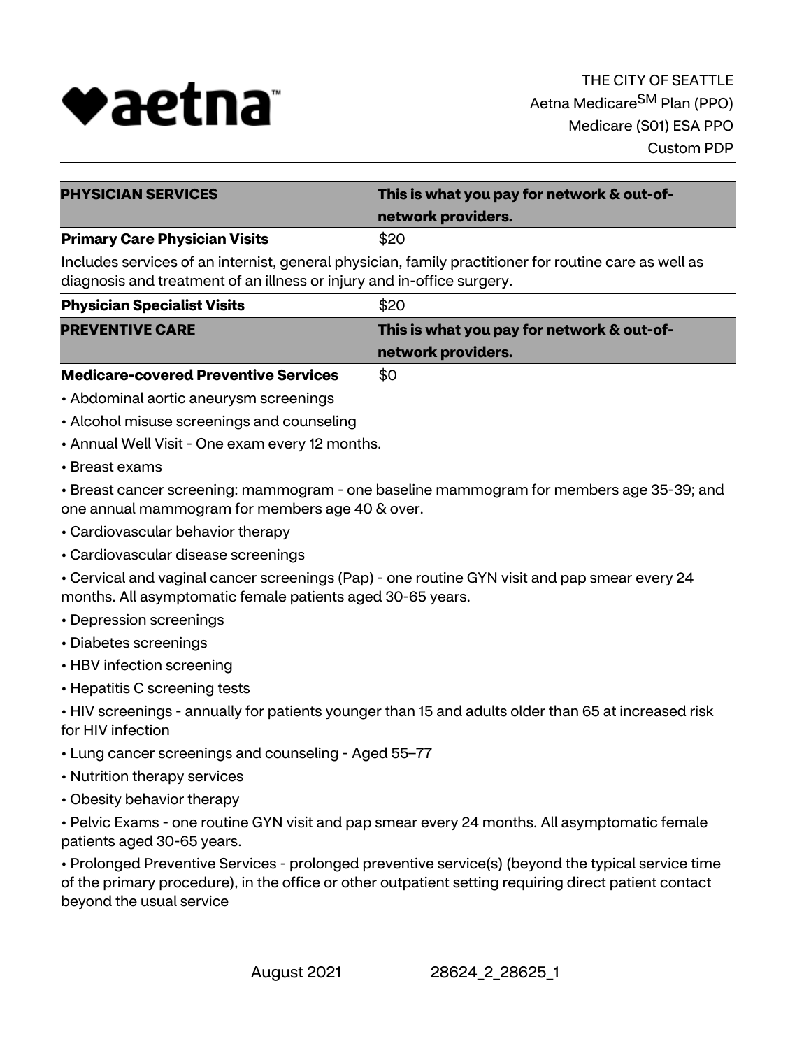THE CITY OF SEATTLE
Aetna Medicare[SM] Plan (PPO)
Medicare (S01) ESA PPO
Custom PDP

| PHYSICIAN SERVICES | This is what you pay for network & out-of-network providers. |
| --- | --- |
| **Primary Care Physician Visits** | $20 |

Includes services of an internist, general physician, family practitioner for routine care as well as diagnosis and treatment of an illness or injury and in-office surgery.

| | |
| --- | --- |
| **Physician Specialist Visits** | $20 |

| PREVENTIVE CARE | This is what you pay for network & out-of-network providers. |
| --- | --- |
| **Medicare-covered Preventive Services** | $0 |

- Abdominal aortic aneurysm screenings
- Alcohol misuse screenings and counseling
- Annual Well Visit - One exam every 12 months.
- Breast exams
- Breast cancer screening: mammogram - one baseline mammogram for members age 35-39; and one annual mammogram for members age 40 & over.
- Cardiovascular behavior therapy
- Cardiovascular disease screenings
- Cervical and vaginal cancer screenings (Pap) - one routine GYN visit and pap smear every 24 months. All asymptomatic female patients aged 30-65 years.
- Depression screenings
- Diabetes screenings
- HBV infection screening
- Hepatitis C screening tests
- HIV screenings - annually for patients younger than 15 and adults older than 65 at increased risk for HIV infection
- Lung cancer screenings and counseling - Aged 55–77
- Nutrition therapy services
- Obesity behavior therapy
- Pelvic Exams - one routine GYN visit and pap smear every 24 months. All asymptomatic female patients aged 30-65 years.
- Prolonged Preventive Services - prolonged preventive service(s) (beyond the typical service time of the primary procedure), in the office or other outpatient setting requiring direct patient contact beyond the usual service

August 2021 28624_2_28625_1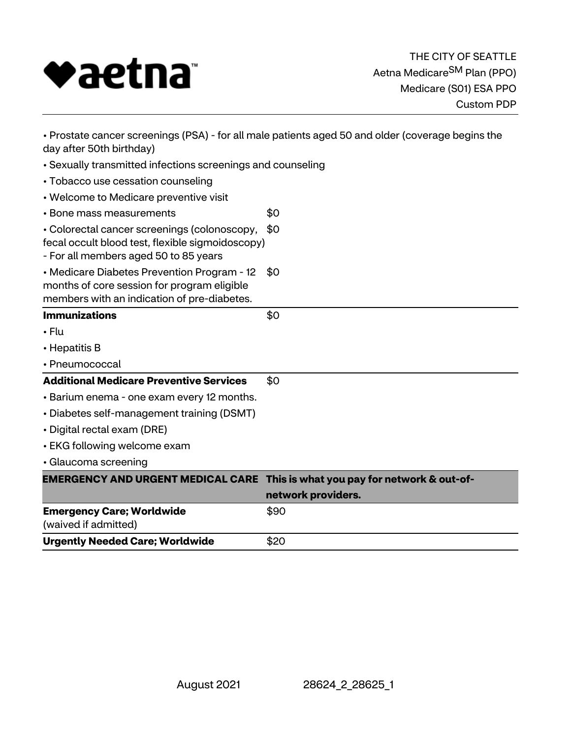| | |
|---|---|
| • Prostate cancer screenings (PSA) - for all male patients aged 50 and older (coverage begins the day after 50th birthday) | |
| • Sexually transmitted infections screenings and counseling | |
| • Tobacco use cessation counseling | |
| • Welcome to Medicare preventive visit | |
| • Bone mass measurements | $0 |
| • Colorectal cancer screenings (colonoscopy, fecal occult blood test, flexible sigmoidoscopy) - For all members aged 50 to 85 years | $0 |
| • Medicare Diabetes Prevention Program - 12 months of core session for program eligible members with an indication of pre-diabetes. | $0 |
| **Immunizations** | $0 |
| • Flu | |
| • Hepatitis B | |
| • Pneumococcal | |
| **Additional Medicare Preventive Services** | $0 |
| • Barium enema - one exam every 12 months. | |
| • Diabetes self-management training (DSMT) | |
| • Digital rectal exam (DRE) | |
| • EKG following welcome exam | |
| • Glaucoma screening | |
| **EMERGENCY AND URGENT MEDICAL CARE** | **This is what you pay for network & out-of-network providers.** |
| **Emergency Care; Worldwide** (waived if admitted) | $90 |
| **Urgently Needed Care; Worldwide** | $20 |

August 2021 28624_2_28625_1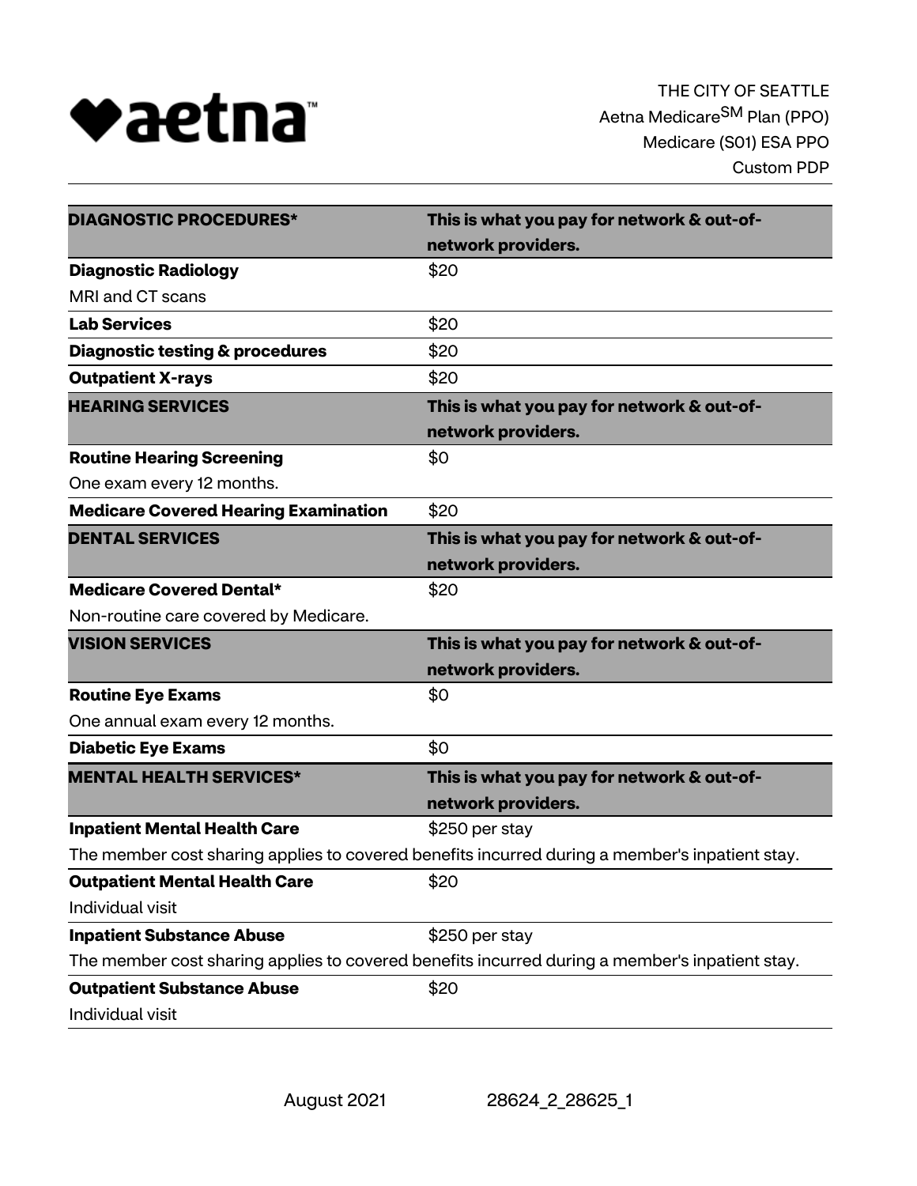THE CITY OF SEATTLE
Aetna Medicare$^{SM}$ Plan (PPO)
Medicare (S01) ESA PPO
Custom PDP

| **DIAGNOSTIC PROCEDURES*** | **This is what you pay for network & out-of-network providers.** |
|---|---|
| **Diagnostic Radiology**<br>MRI and CT scans | $20 |
| **Lab Services** | $20 |
| **Diagnostic testing & procedures** | $20 |
| **Outpatient X-rays** | $20 |
| **HEARING SERVICES** | **This is what you pay for network & out-of-network providers.** |
| **Routine Hearing Screening**<br>One exam every 12 months. | $0 |
| **Medicare Covered Hearing Examination** | $20 |
| **DENTAL SERVICES** | **This is what you pay for network & out-of-network providers.** |
| **Medicare Covered Dental***<br>Non-routine care covered by Medicare. | $20 |
| **VISION SERVICES** | **This is what you pay for network & out-of-network providers.** |
| **Routine Eye Exams**<br>One annual exam every 12 months. | $0 |
| **Diabetic Eye Exams** | $0 |
| **MENTAL HEALTH SERVICES*** | **This is what you pay for network & out-of-network providers.** |
| **Inpatient Mental Health Care**<br>The member cost sharing applies to covered benefits incurred during a member's inpatient stay. | $250 per stay |
| **Outpatient Mental Health Care**<br>Individual visit | $20 |
| **Inpatient Substance Abuse**<br>The member cost sharing applies to covered benefits incurred during a member's inpatient stay. | $250 per stay |
| **Outpatient Substance Abuse**<br>Individual visit | $20 |

August 2021 28624_2_28625_1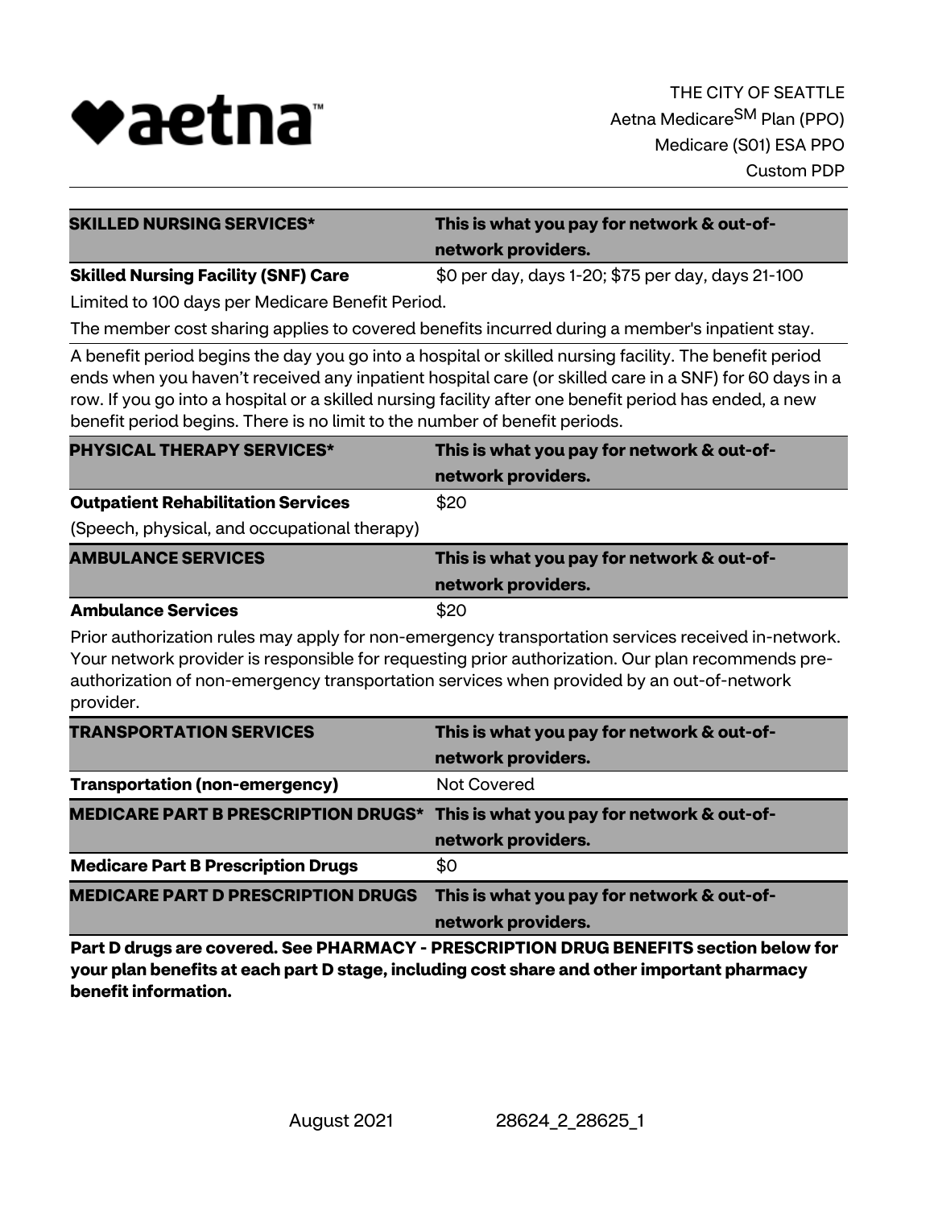| SKILLED NURSING SERVICES* | This is what you pay for network & out-of-network providers. |
| --- | --- |
| **Skilled Nursing Facility (SNF) Care** | $0 per day, days 1-20; $75 per day, days 21-100 |

Limited to 100 days per Medicare Benefit Period.

The member cost sharing applies to covered benefits incurred during a member's inpatient stay.

A benefit period begins the day you go into a hospital or skilled nursing facility. The benefit period ends when you haven't received any inpatient hospital care (or skilled care in a SNF) for 60 days in a row. If you go into a hospital or a skilled nursing facility after one benefit period has ended, a new benefit period begins. There is no limit to the number of benefit periods.

| PHYSICAL THERAPY SERVICES* | This is what you pay for network & out-of-network providers. |
| --- | --- |
| **Outpatient Rehabilitation Services** (Speech, physical, and occupational therapy) | $20 |

| AMBULANCE SERVICES | This is what you pay for network & out-of-network providers. |
| --- | --- |
| **Ambulance Services** | $20 |

Prior authorization rules may apply for non-emergency transportation services received in-network. Your network provider is responsible for requesting prior authorization. Our plan recommends pre-authorization of non-emergency transportation services when provided by an out-of-network provider.

| TRANSPORTATION SERVICES | This is what you pay for network & out-of-network providers. |
| --- | --- |
| **Transportation (non-emergency)** | Not Covered |

| MEDICARE PART B PRESCRIPTION DRUGS* | This is what you pay for network & out-of-network providers. |
| --- | --- |
| **Medicare Part B Prescription Drugs** | $0 |

| MEDICARE PART D PRESCRIPTION DRUGS | This is what you pay for network & out-of-network providers. |
| --- | --- |

**Part D drugs are covered. See PHARMACY - PRESCRIPTION DRUG BENEFITS section below for your plan benefits at each part D stage, including cost share and other important pharmacy benefit information.**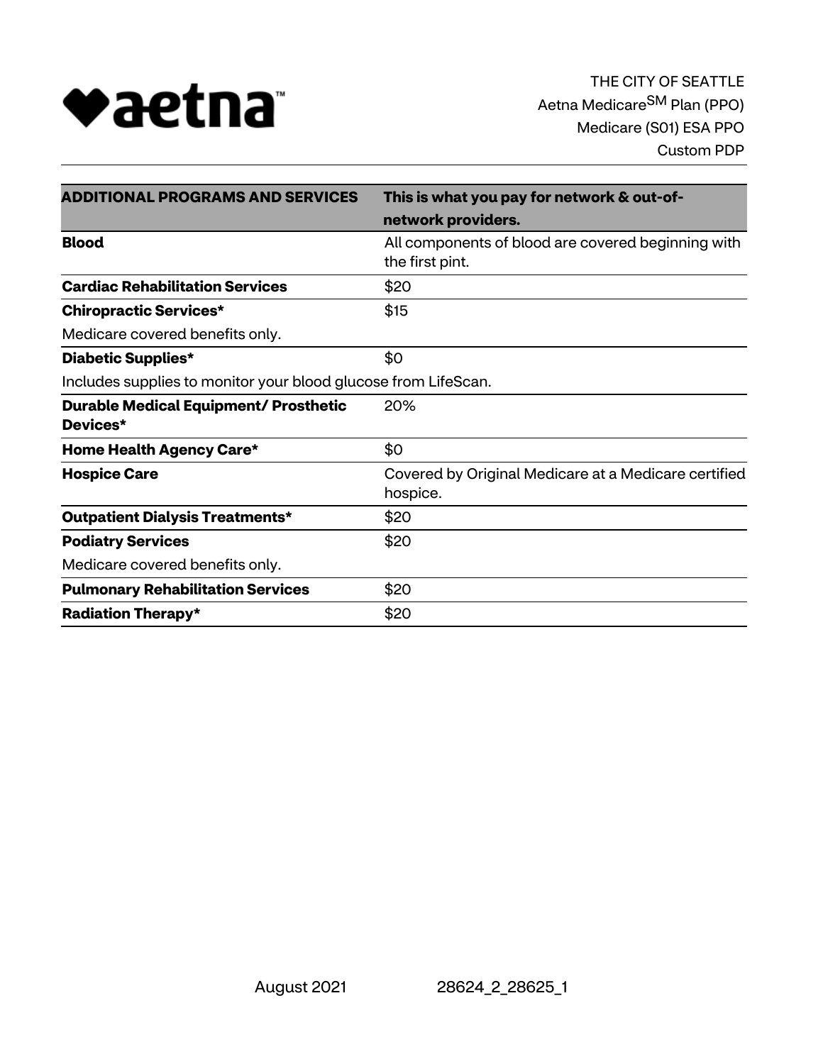THE CITY OF SEATTLE
Aetna Medicare[SM] Plan (PPO)
Medicare (S01) ESA PPO
Custom PDP

| **ADDITIONAL PROGRAMS AND SERVICES** | **This is what you pay for network & out-of-network providers.** |
| --- | --- |
| **Blood** | All components of blood are covered beginning with the first pint. |
| **Cardiac Rehabilitation Services** | $20 |
| **Chiropractic Services*** | $15 |
| Medicare covered benefits only. | |
| **Diabetic Supplies*** | $0 |
| Includes supplies to monitor your blood glucose from LifeScan. | |
| **Durable Medical Equipment/ Prosthetic Devices*** | 20% |
| **Home Health Agency Care*** | $0 |
| **Hospice Care** | Covered by Original Medicare at a Medicare certified hospice. |
| **Outpatient Dialysis Treatments*** | $20 |
| **Podiatry Services** | $20 |
| Medicare covered benefits only. | |
| **Pulmonary Rehabilitation Services** | $20 |
| **Radiation Therapy*** | $20 |

August 2021 28624_2_28625_1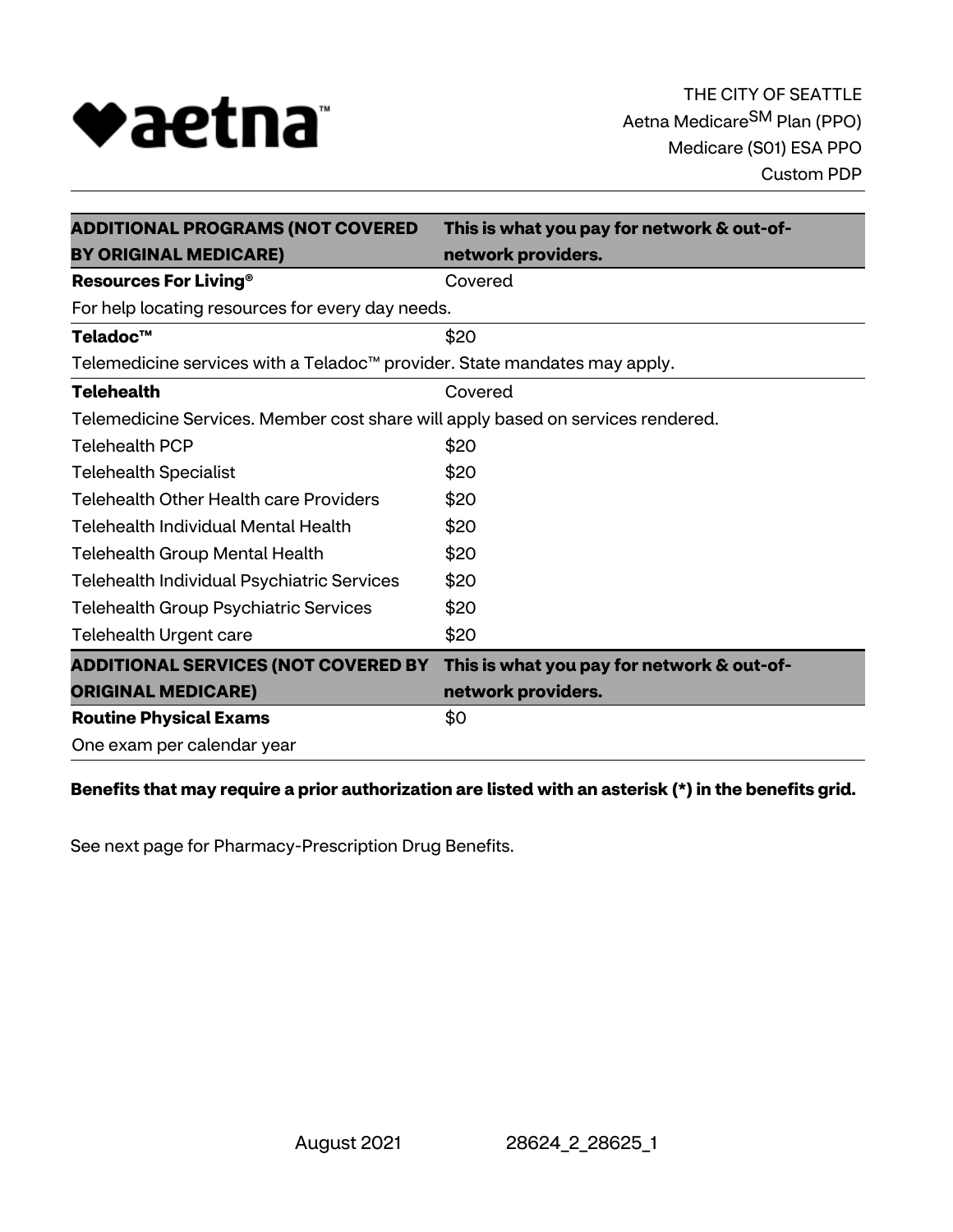THE CITY OF SEATTLE
Aetna Medicare℠ Plan (PPO)
Medicare (S01) ESA PPO
Custom PDP

| ADDITIONAL PROGRAMS (NOT COVERED BY ORIGINAL MEDICARE) | This is what you pay for network & out-of-network providers. |
|---|---|
| **Resources For Living®** | Covered |
| For help locating resources for every day needs. | |
| **Teladoc™** | $20 |
| Telemedicine services with a Teladoc™ provider. State mandates may apply. | |
| **Telehealth** | Covered |
| Telemedicine Services. Member cost share will apply based on services rendered. | |
| Telehealth PCP | $20 |
| Telehealth Specialist | $20 |
| Telehealth Other Health care Providers | $20 |
| Telehealth Individual Mental Health | $20 |
| Telehealth Group Mental Health | $20 |
| Telehealth Individual Psychiatric Services | $20 |
| Telehealth Group Psychiatric Services | $20 |
| Telehealth Urgent care | $20 |

| ADDITIONAL SERVICES (NOT COVERED BY ORIGINAL MEDICARE) | This is what you pay for network & out-of-network providers. |
|---|---|
| **Routine Physical Exams** | $0 |
| One exam per calendar year | |

**Benefits that may require a prior authorization are listed with an asterisk (*) in the benefits grid.**

See next page for Pharmacy-Prescription Drug Benefits.

August 2021 28624_2_28625_1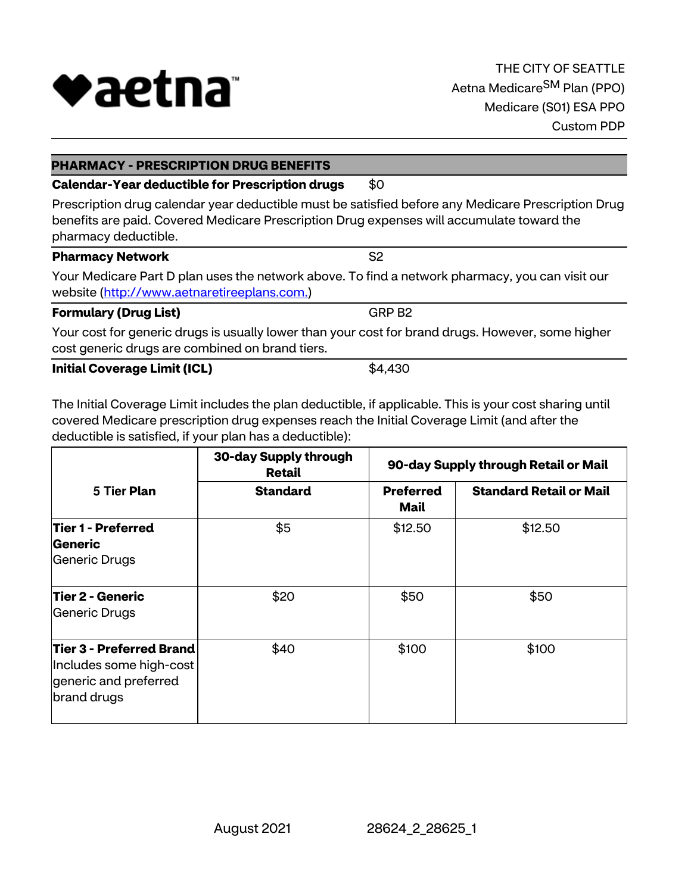THE CITY OF SEATTLE
Aetna Medicare[SM] Plan (PPO)
Medicare (S01) ESA PPO
Custom PDP

## PHARMACY - PRESCRIPTION DRUG BENEFITS

**Calendar-Year deductible for Prescription drugs** $0

Prescription drug calendar year deductible must be satisfied before any Medicare Prescription Drug benefits are paid. Covered Medicare Prescription Drug expenses will accumulate toward the pharmacy deductible.

**Pharmacy Network** S2

Your Medicare Part D plan uses the network above. To find a network pharmacy, you can visit our website (http://www.aetnaretireeplans.com.)

**Formulary (Drug List)** GRP B2

Your cost for generic drugs is usually lower than your cost for brand drugs. However, some higher cost generic drugs are combined on brand tiers.

**Initial Coverage Limit (ICL)** $4,430

The Initial Coverage Limit includes the plan deductible, if applicable. This is your cost sharing until covered Medicare prescription drug expenses reach the Initial Coverage Limit (and after the deductible is satisfied, if your plan has a deductible):

| 5 Tier Plan | 30-day Supply through Retail | 90-day Supply through Retail or Mail | |
|---|---|---|---|
| | **Standard** | **Preferred Mail** | **Standard Retail or Mail** |
| **Tier 1 - Preferred Generic** Generic Drugs | $5 | $12.50 | $12.50 |
| **Tier 2 - Generic** Generic Drugs | $20 | $50 | $50 |
| **Tier 3 - Preferred Brand** Includes some high-cost generic and preferred brand drugs | $40 | $100 | $100 |

August 2021 28624_2_28625_1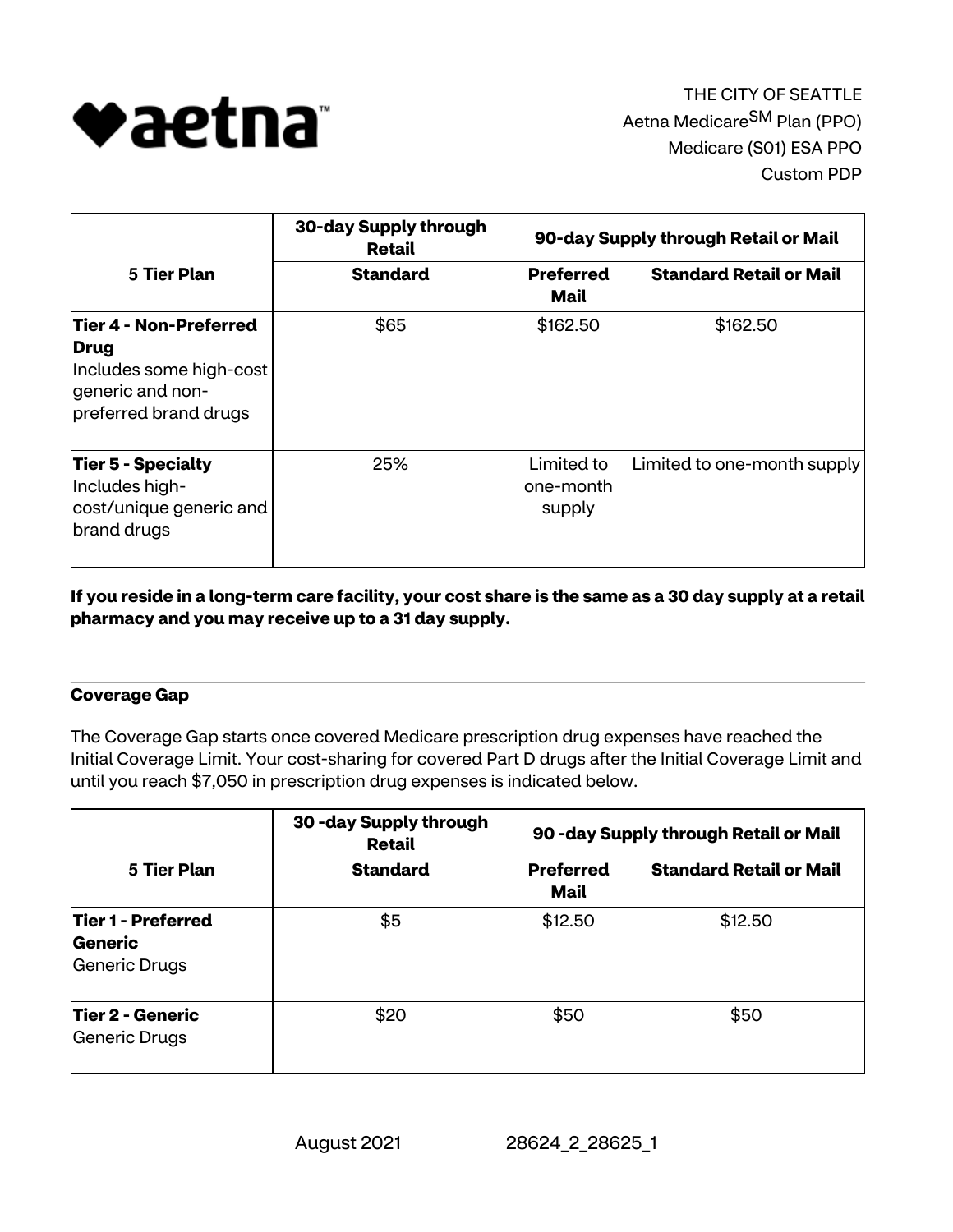THE CITY OF SEATTLE
Aetna Medicare[SM] Plan (PPO)
Medicare (S01) ESA PPO
Custom PDP

| 5 Tier Plan | 30-day Supply through Retail | 90-day Supply through Retail or Mail | |
|---|---|---|---|
| | **Standard** | **Preferred Mail** | **Standard Retail or Mail** |
| **Tier 4 - Non-Preferred Drug** Includes some high-cost generic and non-preferred brand drugs | $65 | $162.50 | $162.50 |
| **Tier 5 - Specialty** Includes high-cost/unique generic and brand drugs | 25% | Limited to one-month supply | Limited to one-month supply |

**If you reside in a long-term care facility, your cost share is the same as a 30 day supply at a retail pharmacy and you may receive up to a 31 day supply.**

**Coverage Gap**

The Coverage Gap starts once covered Medicare prescription drug expenses have reached the Initial Coverage Limit. Your cost-sharing for covered Part D drugs after the Initial Coverage Limit and until you reach $7,050 in prescription drug expenses is indicated below.

| 5 Tier Plan | 30 -day Supply through Retail | 90 -day Supply through Retail or Mail | |
|---|---|---|---|
| | **Standard** | **Preferred Mail** | **Standard Retail or Mail** |
| **Tier 1 - Preferred Generic** Generic Drugs | $5 | $12.50 | $12.50 |
| **Tier 2 - Generic** Generic Drugs | $20 | $50 | $50 |

August 2021 28624_2_28625_1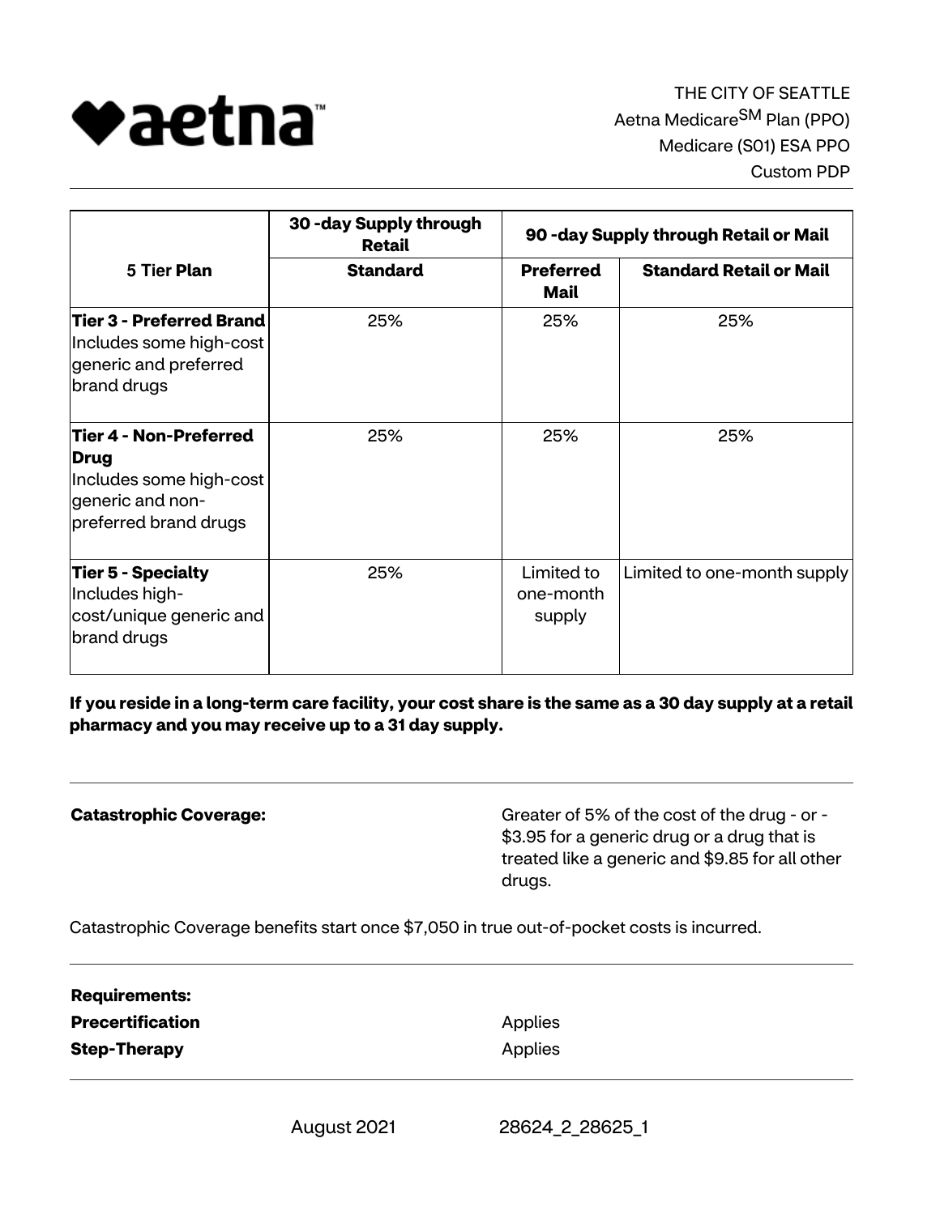THE CITY OF SEATTLE
Aetna Medicare[SM] Plan (PPO)
Medicare (S01) ESA PPO
Custom PDP

| 5 Tier Plan | 30 -day Supply through Retail | 90 -day Supply through Retail or Mail | |
|---|---|---|---|
| | **Standard** | **Preferred Mail** | **Standard Retail or Mail** |
| **Tier 3 - Preferred Brand** Includes some high-cost generic and preferred brand drugs | 25% | 25% | 25% |
| **Tier 4 - Non-Preferred Drug** Includes some high-cost generic and non-preferred brand drugs | 25% | 25% | 25% |
| **Tier 5 - Specialty** Includes high-cost/unique generic and brand drugs | 25% | Limited to one-month supply | Limited to one-month supply |

**If you reside in a long-term care facility, your cost share is the same as a 30 day supply at a retail pharmacy and you may receive up to a 31 day supply.**

**Catastrophic Coverage:** Greater of 5% of the cost of the drug - or - $3.95 for a generic drug or a drug that is treated like a generic and $9.85 for all other drugs.

Catastrophic Coverage benefits start once $7,050 in true out-of-pocket costs is incurred.

**Requirements:**

**Precertification** Applies

**Step-Therapy** Applies

August 2021 28624_2_28625_1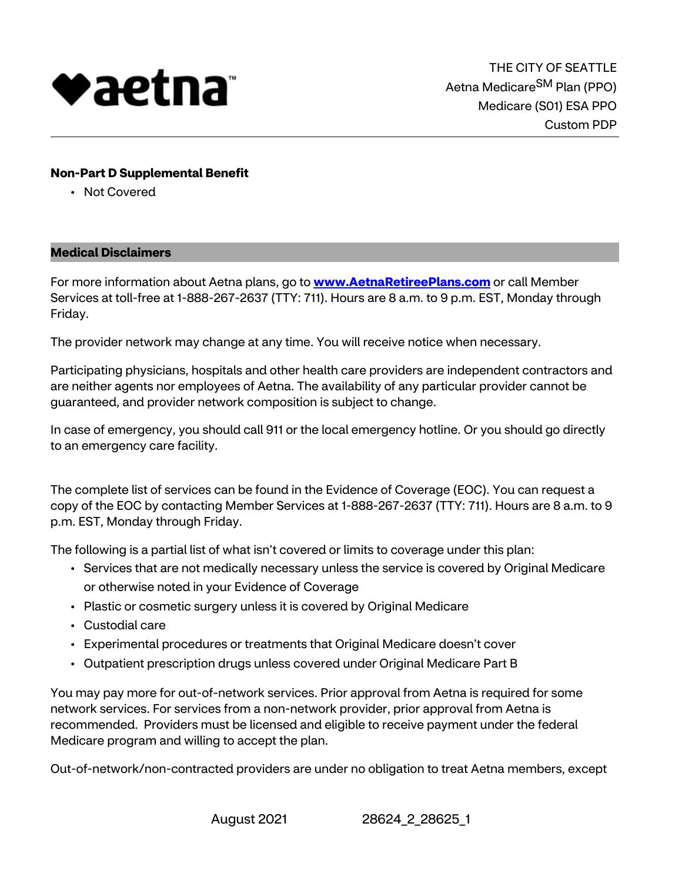**Non-Part D Supplemental Benefit**

- Not Covered

## Medical Disclaimers

For more information about Aetna plans, go to **www.AetnaRetireePlans.com** or call Member Services at toll-free at 1-888-267-2637 (TTY: 711). Hours are 8 a.m. to 9 p.m. EST, Monday through Friday.

The provider network may change at any time. You will receive notice when necessary.

Participating physicians, hospitals and other health care providers are independent contractors and are neither agents nor employees of Aetna. The availability of any particular provider cannot be guaranteed, and provider network composition is subject to change.

In case of emergency, you should call 911 or the local emergency hotline. Or you should go directly to an emergency care facility.

The complete list of services can be found in the Evidence of Coverage (EOC). You can request a copy of the EOC by contacting Member Services at 1-888-267-2637 (TTY: 711). Hours are 8 a.m. to 9 p.m. EST, Monday through Friday.

The following is a partial list of what isn't covered or limits to coverage under this plan:

- Services that are not medically necessary unless the service is covered by Original Medicare or otherwise noted in your Evidence of Coverage
- Plastic or cosmetic surgery unless it is covered by Original Medicare
- Custodial care
- Experimental procedures or treatments that Original Medicare doesn't cover
- Outpatient prescription drugs unless covered under Original Medicare Part B

You may pay more for out-of-network services. Prior approval from Aetna is required for some network services. For services from a non-network provider, prior approval from Aetna is recommended. Providers must be licensed and eligible to receive payment under the federal Medicare program and willing to accept the plan.

Out-of-network/non-contracted providers are under no obligation to treat Aetna members, except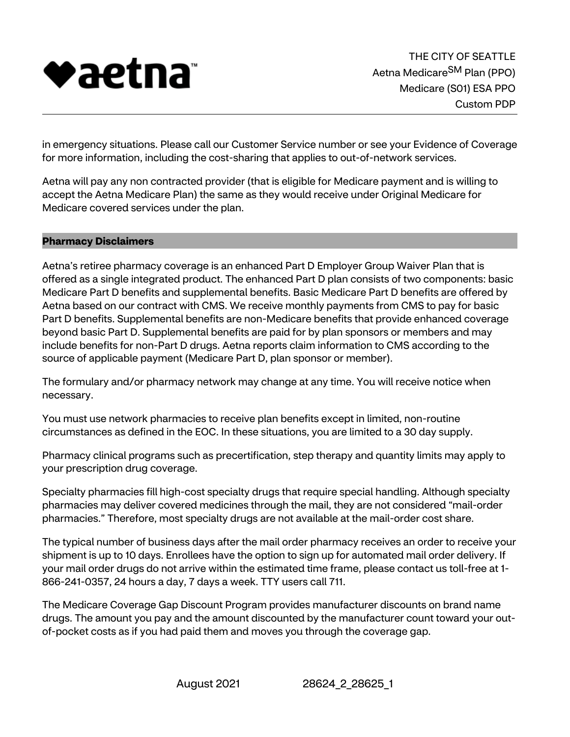in emergency situations. Please call our Customer Service number or see your Evidence of Coverage for more information, including the cost-sharing that applies to out-of-network services.

Aetna will pay any non contracted provider (that is eligible for Medicare payment and is willing to accept the Aetna Medicare Plan) the same as they would receive under Original Medicare for Medicare covered services under the plan.

## Pharmacy Disclaimers

Aetna's retiree pharmacy coverage is an enhanced Part D Employer Group Waiver Plan that is offered as a single integrated product. The enhanced Part D plan consists of two components: basic Medicare Part D benefits and supplemental benefits. Basic Medicare Part D benefits are offered by Aetna based on our contract with CMS. We receive monthly payments from CMS to pay for basic Part D benefits. Supplemental benefits are non-Medicare benefits that provide enhanced coverage beyond basic Part D. Supplemental benefits are paid for by plan sponsors or members and may include benefits for non-Part D drugs. Aetna reports claim information to CMS according to the source of applicable payment (Medicare Part D, plan sponsor or member).

The formulary and/or pharmacy network may change at any time. You will receive notice when necessary.

You must use network pharmacies to receive plan benefits except in limited, non-routine circumstances as defined in the EOC. In these situations, you are limited to a 30 day supply.

Pharmacy clinical programs such as precertification, step therapy and quantity limits may apply to your prescription drug coverage.

Specialty pharmacies fill high-cost specialty drugs that require special handling. Although specialty pharmacies may deliver covered medicines through the mail, they are not considered "mail-order pharmacies." Therefore, most specialty drugs are not available at the mail-order cost share.

The typical number of business days after the mail order pharmacy receives an order to receive your shipment is up to 10 days. Enrollees have the option to sign up for automated mail order delivery. If your mail order drugs do not arrive within the estimated time frame, please contact us toll-free at 1-866-241-0357, 24 hours a day, 7 days a week. TTY users call 711.

The Medicare Coverage Gap Discount Program provides manufacturer discounts on brand name drugs. The amount you pay and the amount discounted by the manufacturer count toward your out-of-pocket costs as if you had paid them and moves you through the coverage gap.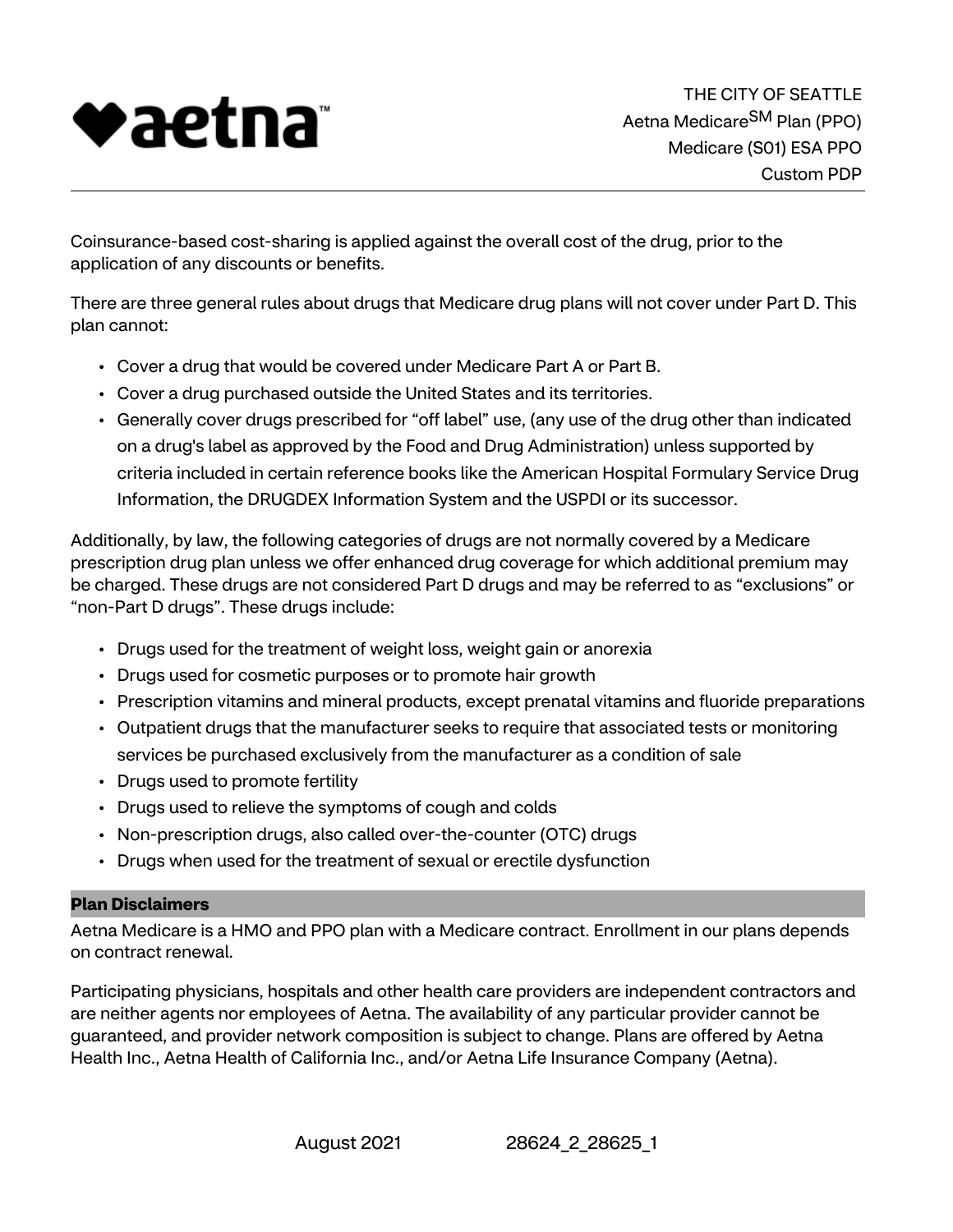Coinsurance-based cost-sharing is applied against the overall cost of the drug, prior to the application of any discounts or benefits.

There are three general rules about drugs that Medicare drug plans will not cover under Part D. This plan cannot:

- Cover a drug that would be covered under Medicare Part A or Part B.
- Cover a drug purchased outside the United States and its territories.
- Generally cover drugs prescribed for "off label" use, (any use of the drug other than indicated on a drug's label as approved by the Food and Drug Administration) unless supported by criteria included in certain reference books like the American Hospital Formulary Service Drug Information, the DRUGDEX Information System and the USPDI or its successor.

Additionally, by law, the following categories of drugs are not normally covered by a Medicare prescription drug plan unless we offer enhanced drug coverage for which additional premium may be charged. These drugs are not considered Part D drugs and may be referred to as "exclusions" or "non-Part D drugs". These drugs include:

- Drugs used for the treatment of weight loss, weight gain or anorexia
- Drugs used for cosmetic purposes or to promote hair growth
- Prescription vitamins and mineral products, except prenatal vitamins and fluoride preparations
- Outpatient drugs that the manufacturer seeks to require that associated tests or monitoring services be purchased exclusively from the manufacturer as a condition of sale
- Drugs used to promote fertility
- Drugs used to relieve the symptoms of cough and colds
- Non-prescription drugs, also called over-the-counter (OTC) drugs
- Drugs when used for the treatment of sexual or erectile dysfunction

## Plan Disclaimers

Aetna Medicare is a HMO and PPO plan with a Medicare contract. Enrollment in our plans depends on contract renewal.

Participating physicians, hospitals and other health care providers are independent contractors and are neither agents nor employees of Aetna. The availability of any particular provider cannot be guaranteed, and provider network composition is subject to change. Plans are offered by Aetna Health Inc., Aetna Health of California Inc., and/or Aetna Life Insurance Company (Aetna).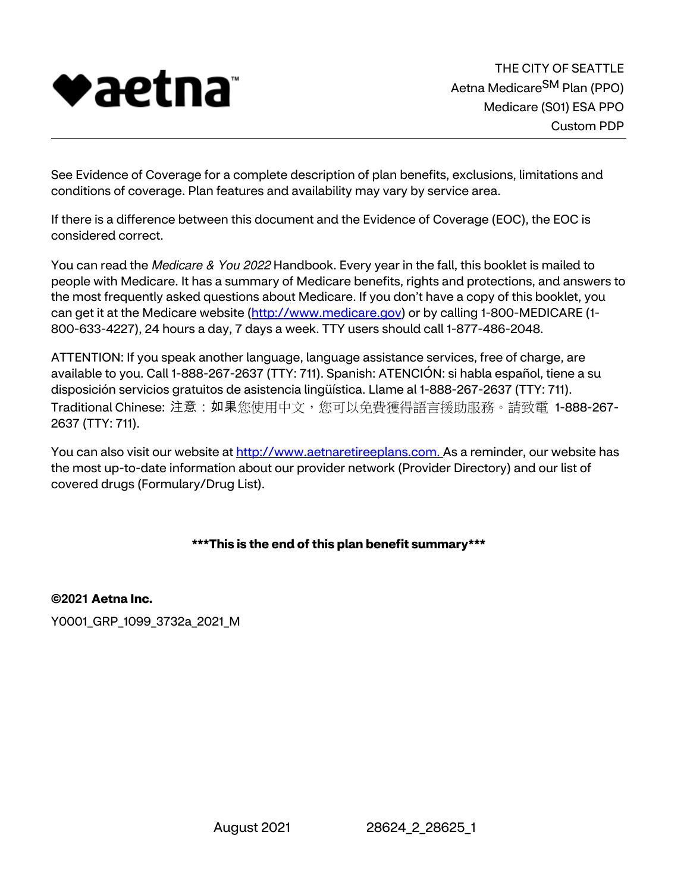THE CITY OF SEATTLE
Aetna Medicare℠ Plan (PPO)
Medicare (S01) ESA PPO
Custom PDP

See Evidence of Coverage for a complete description of plan benefits, exclusions, limitations and conditions of coverage. Plan features and availability may vary by service area.

If there is a difference between this document and the Evidence of Coverage (EOC), the EOC is considered correct.

You can read the *Medicare & You 2022* Handbook. Every year in the fall, this booklet is mailed to people with Medicare. It has a summary of Medicare benefits, rights and protections, and answers to the most frequently asked questions about Medicare. If you don't have a copy of this booklet, you can get it at the Medicare website (http://www.medicare.gov) or by calling 1-800-MEDICARE (1-800-633-4227), 24 hours a day, 7 days a week. TTY users should call 1-877-486-2048.

ATTENTION: If you speak another language, language assistance services, free of charge, are available to you. Call 1-888-267-2637 (TTY: 711). Spanish: ATENCIÓN: si habla español, tiene a su disposición servicios gratuitos de asistencia lingüística. Llame al 1-888-267-2637 (TTY: 711). Traditional Chinese: 注意：如果您使用中文，您可以免費獲得語言援助服務。請致電 1-888-267-2637 (TTY: 711).

You can also visit our website at http://www.aetnaretireeplans.com. As a reminder, our website has the most up-to-date information about our provider network (Provider Directory) and our list of covered drugs (Formulary/Drug List).

**\*\*\*This is the end of this plan benefit summary\*\*\***

**©2021 Aetna Inc.**

Y0001_GRP_1099_3732a_2021_M

August 2021 28624_2_28625_1